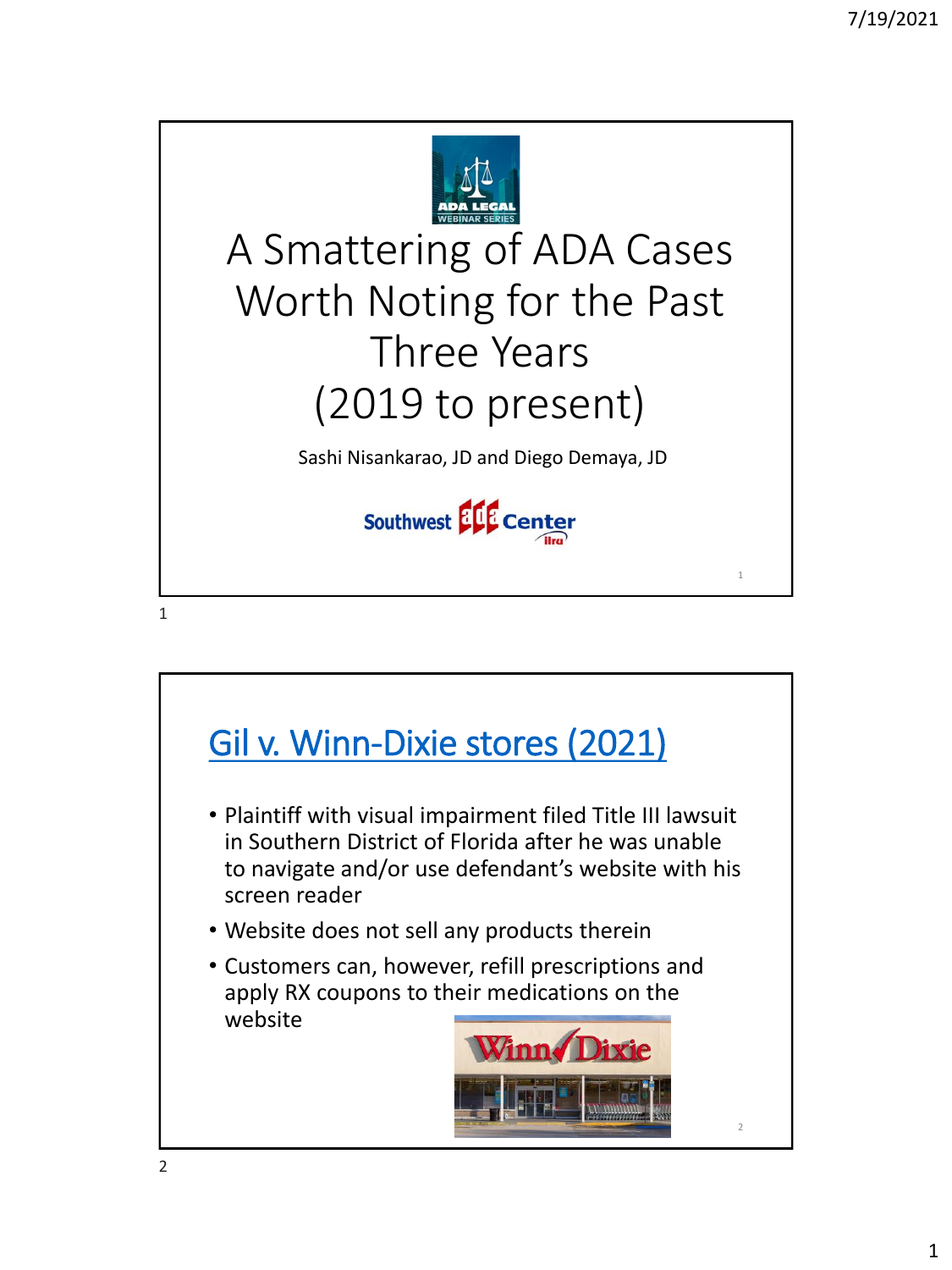# A Smattering of ADA Cases Worth Noting for the Past Three Years (2019 to present)

Sashi Nisankarao, JD and Diego Demaya, JD

Southwest ADA Center

## Gil v. Winn-Dixie stores (2021)

- Plaintiff with visual impairment filed Title III lawsuit in Southern District of Florida after he was unable to navigate and/or use defendant's website with his screen reader
- Website does not sell any products therein
- Customers can, however, refill prescriptions and apply RX coupons to their medications on the website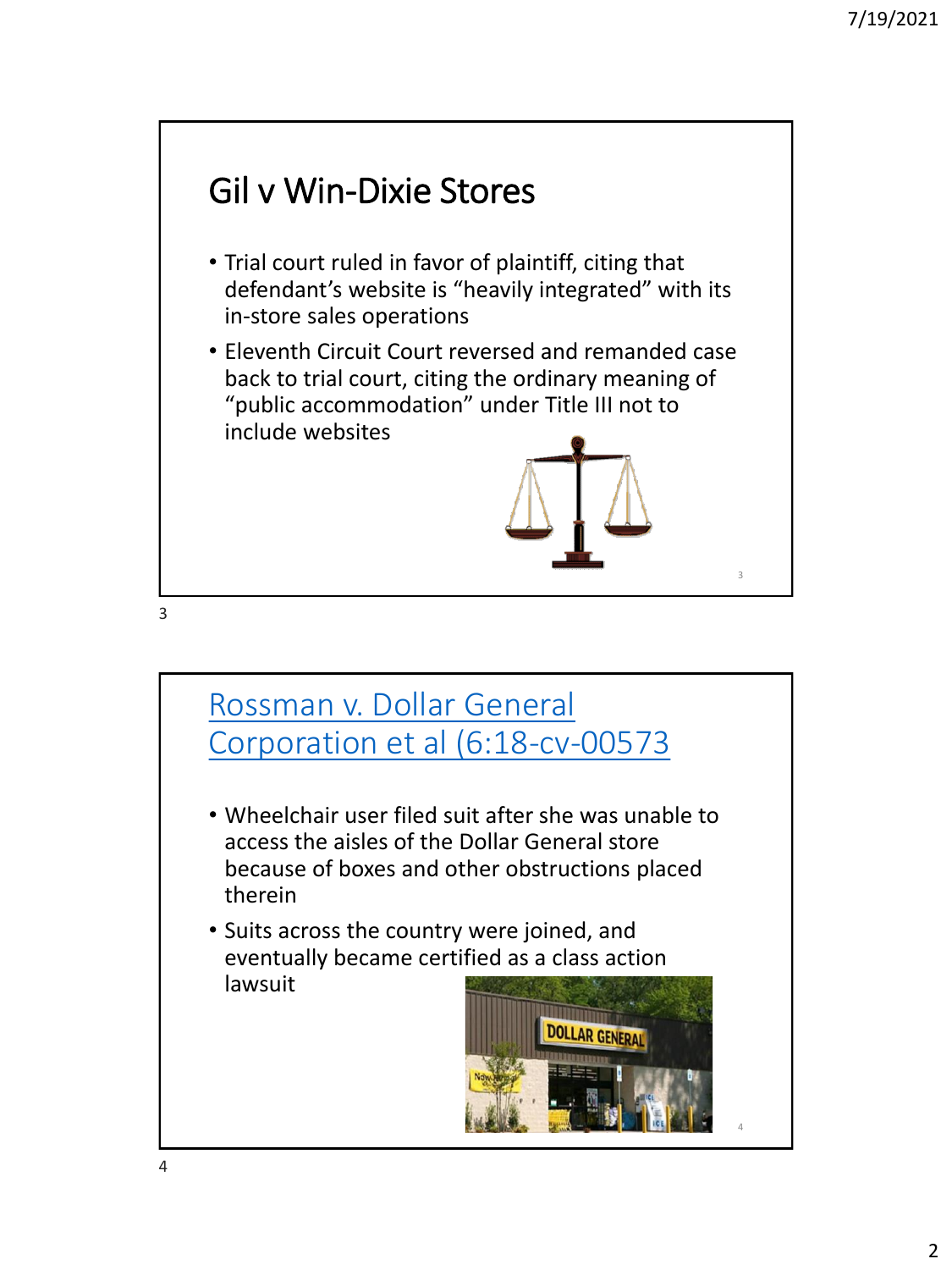## Gil v Win-Dixie Stores

- Trial court ruled in favor of plaintiff, citing that defendant's website is "heavily integrated" with its in-store sales operations
- Eleventh Circuit Court reversed and remanded case back to trial court, citing the ordinary meaning of "public accommodation" under Title III not to include websites

## Rossman v. Dollar General Corporation et al (6:18-cv-00573

- Wheelchair user filed suit after she was unable to access the aisles of the Dollar General store because of boxes and other obstructions placed therein
- Suits across the country were joined, and eventually became certified as a class action lawsuit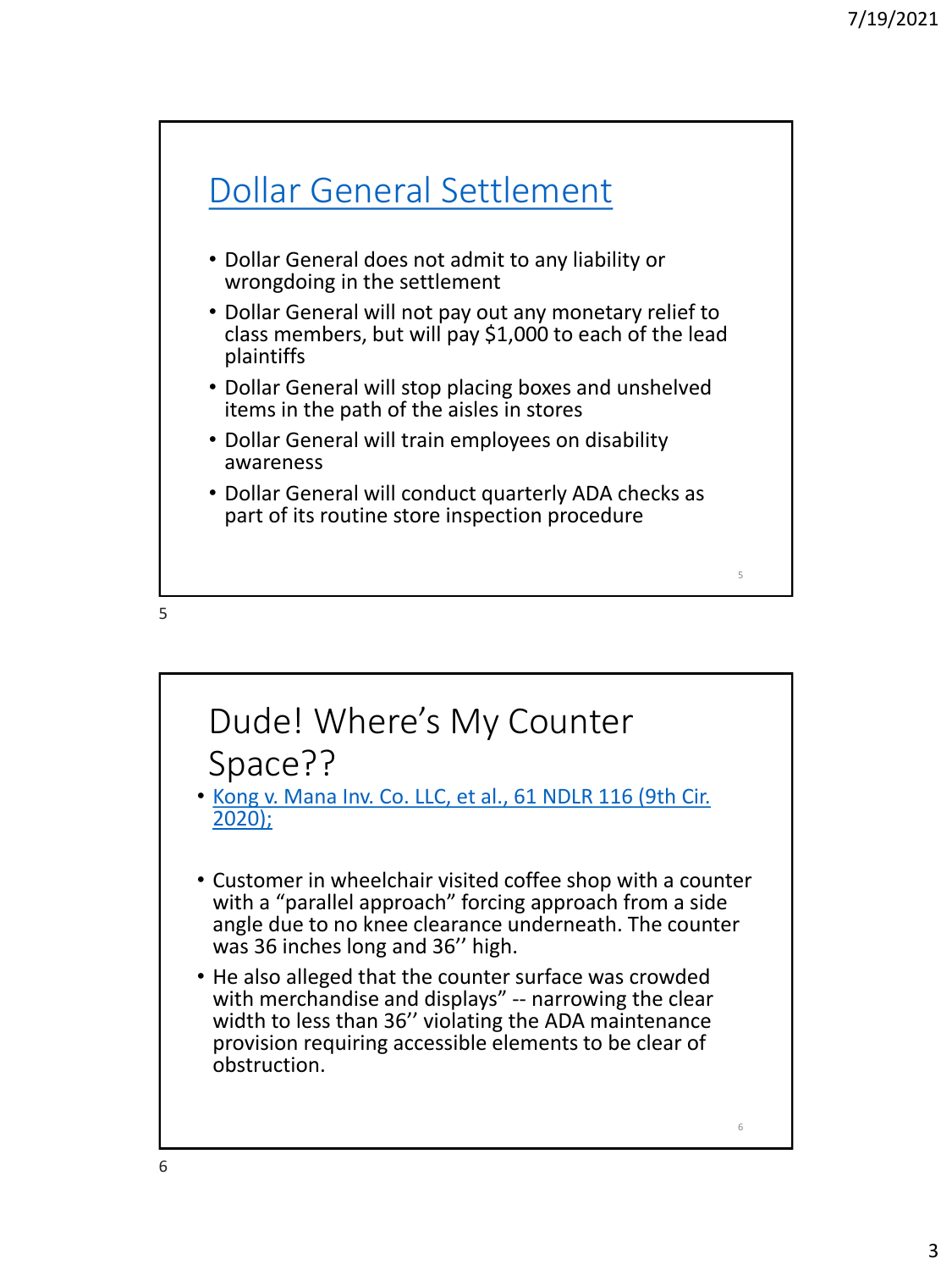## [Dollar General Settlement]

- Dollar General does not admit to any liability or wrongdoing in the settlement
- Dollar General will not pay out any monetary relief to class members, but will pay $1,000 to each of the lead plaintiffs
- Dollar General will stop placing boxes and unshelved items in the path of the aisles in stores
- Dollar General will train employees on disability awareness
- Dollar General will conduct quarterly ADA checks as part of its routine store inspection procedure

## Dude! Where's My Counter Space??

- Kong v. Mana Inv. Co. LLC, et al., 61 NDLR 116 (9th Cir. 2020);
- Customer in wheelchair visited coffee shop with a counter with a "parallel approach" forcing approach from a side angle due to no knee clearance underneath. The counter was 36 inches long and 36'' high.
- He also alleged that the counter surface was crowded with merchandise and displays" -- narrowing the clear width to less than 36'' violating the ADA maintenance provision requiring accessible elements to be clear of obstruction.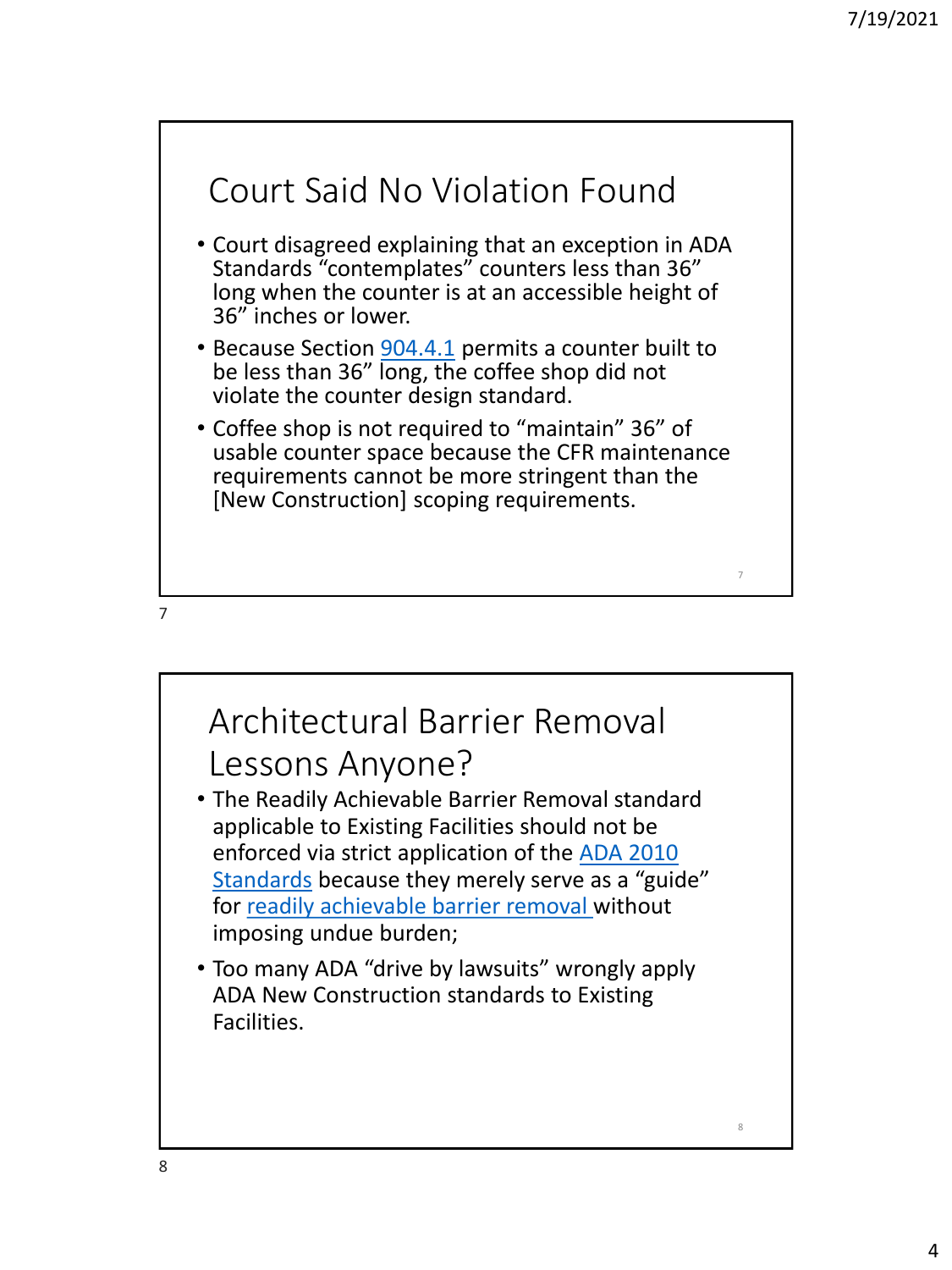## Court Said No Violation Found

- Court disagreed explaining that an exception in ADA Standards "contemplates" counters less than 36" long when the counter is at an accessible height of 36" inches or lower.
- Because Section 904.4.1 permits a counter built to be less than 36" long, the coffee shop did not violate the counter design standard.
- Coffee shop is not required to "maintain" 36" of usable counter space because the CFR maintenance requirements cannot be more stringent than the [New Construction] scoping requirements.

## Architectural Barrier Removal Lessons Anyone?

- The Readily Achievable Barrier Removal standard applicable to Existing Facilities should not be enforced via strict application of the ADA 2010 Standards because they merely serve as a "guide" for readily achievable barrier removal without imposing undue burden;
- Too many ADA "drive by lawsuits" wrongly apply ADA New Construction standards to Existing Facilities.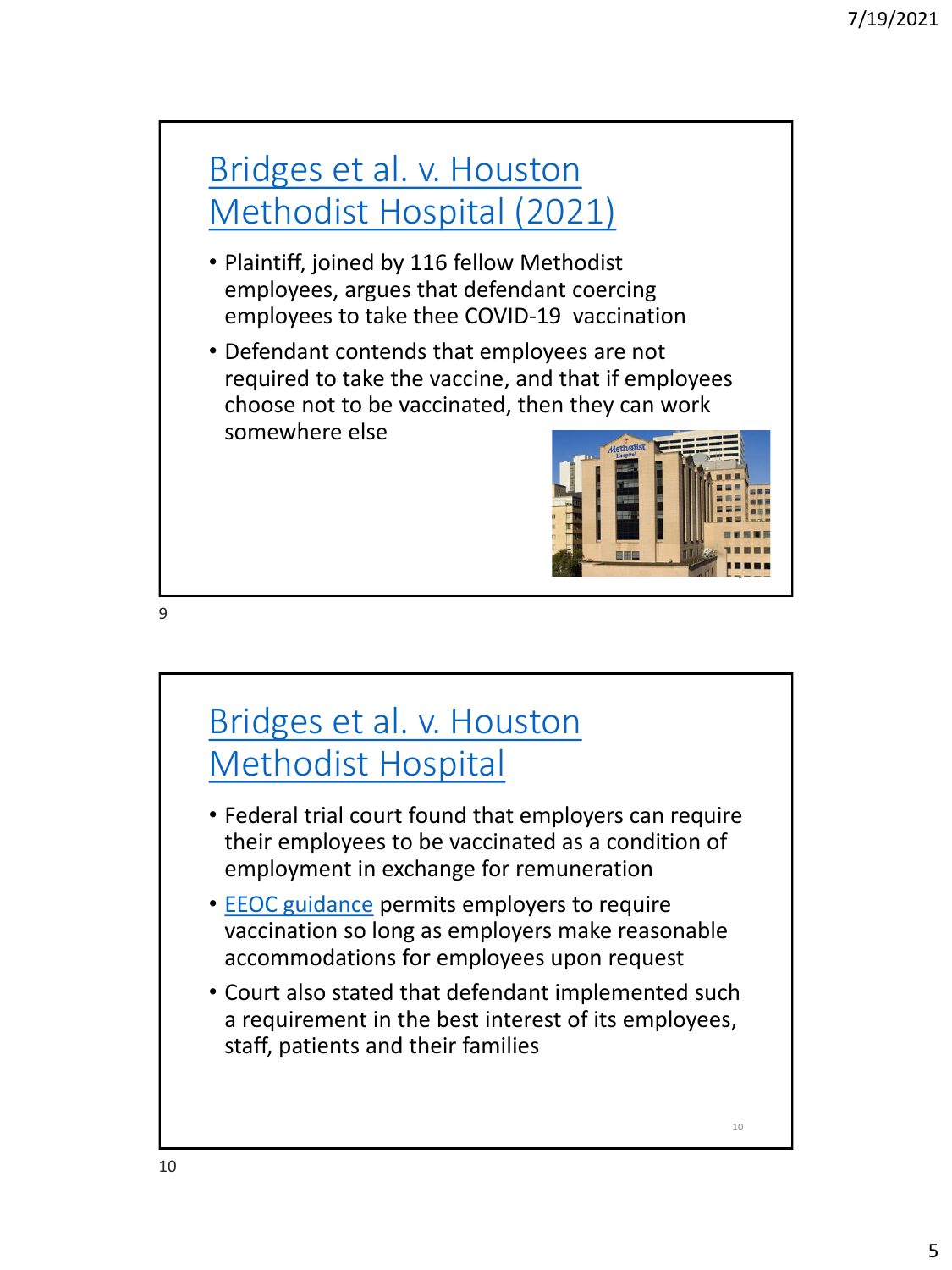## Bridges et al. v. Houston Methodist Hospital (2021)

- Plaintiff, joined by 116 fellow Methodist employees, argues that defendant coercing employees to take thee COVID-19 vaccination
- Defendant contends that employees are not required to take the vaccine, and that if employees choose not to be vaccinated, then they can work somewhere else

## Bridges et al. v. Houston Methodist Hospital

- Federal trial court found that employers can require their employees to be vaccinated as a condition of employment in exchange for remuneration
- EEOC guidance permits employers to require vaccination so long as employers make reasonable accommodations for employees upon request
- Court also stated that defendant implemented such a requirement in the best interest of its employees, staff, patients and their families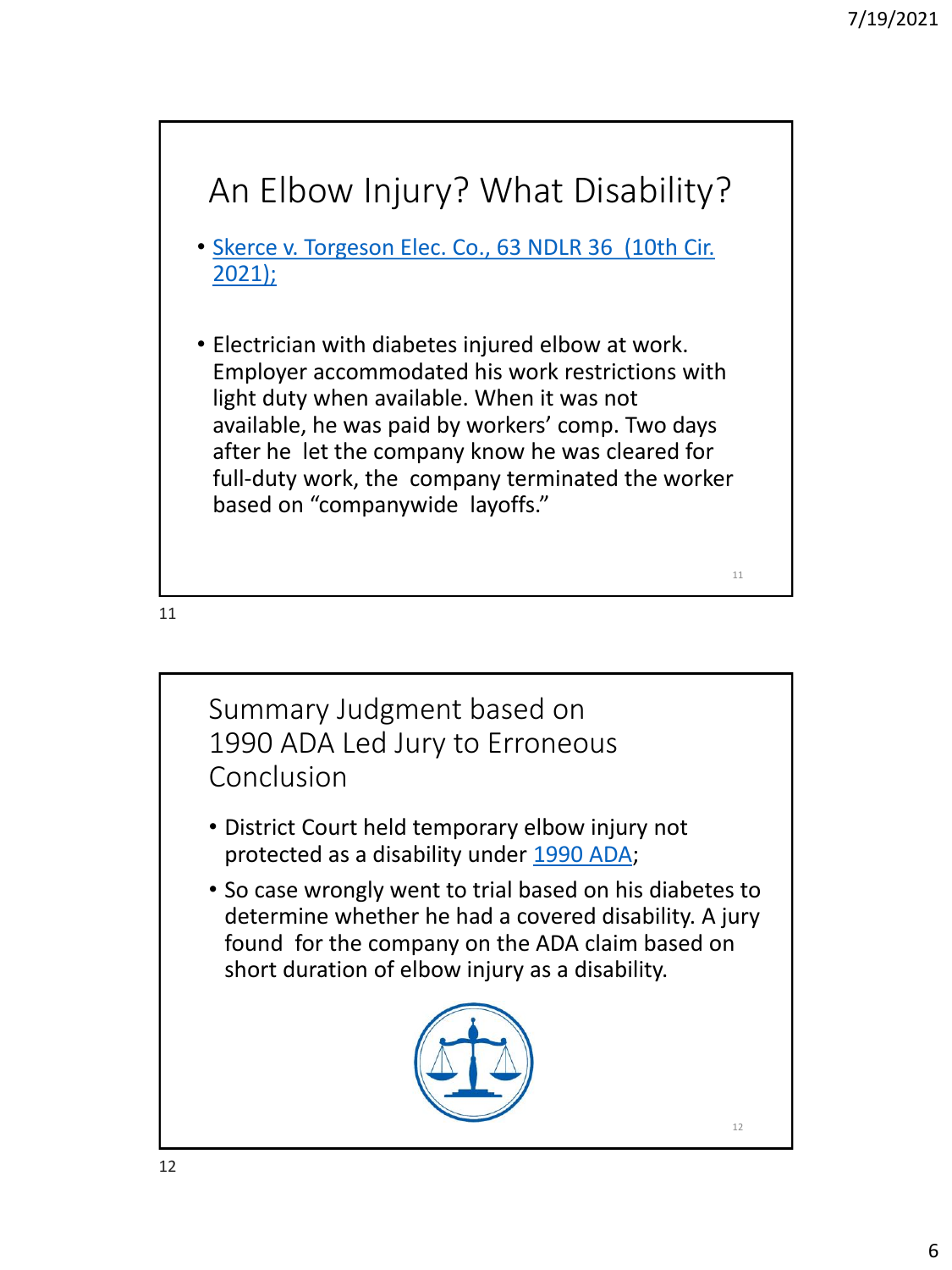## An Elbow Injury? What Disability?

- [Skerce v. Torgeson Elec. Co., 63 NDLR 36 (10th Cir. 2021);]()

- Electrician with diabetes injured elbow at work. Employer accommodated his work restrictions with light duty when available. When it was not available, he was paid by workers' comp. Two days after he let the company know he was cleared for full-duty work, the company terminated the worker based on "companywide layoffs."

## Summary Judgment based on 1990 ADA Led Jury to Erroneous Conclusion

- District Court held temporary elbow injury not protected as a disability under [1990 ADA]();
- So case wrongly went to trial based on his diabetes to determine whether he had a covered disability. A jury found for the company on the ADA claim based on short duration of elbow injury as a disability.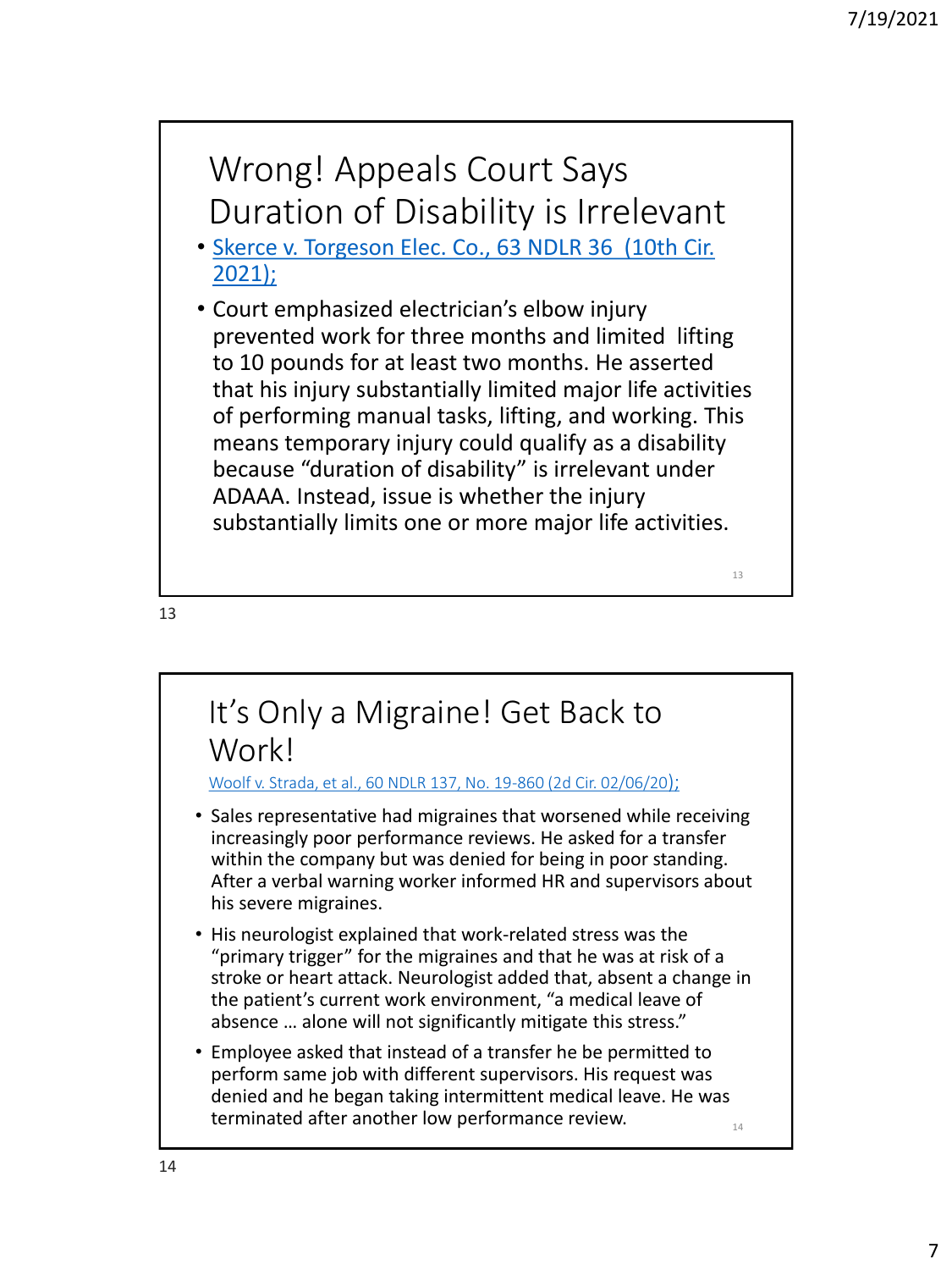## Wrong! Appeals Court Says Duration of Disability is Irrelevant

- Skerce v. Torgeson Elec. Co., 63 NDLR 36 (10th Cir. 2021);
- Court emphasized electrician's elbow injury prevented work for three months and limited lifting to 10 pounds for at least two months. He asserted that his injury substantially limited major life activities of performing manual tasks, lifting, and working. This means temporary injury could qualify as a disability because "duration of disability" is irrelevant under ADAAA. Instead, issue is whether the injury substantially limits one or more major life activities.

## It's Only a Migraine! Get Back to Work!

Woolf v. Strada, et al., 60 NDLR 137, No. 19-860 (2d Cir. 02/06/20);

- Sales representative had migraines that worsened while receiving increasingly poor performance reviews. He asked for a transfer within the company but was denied for being in poor standing. After a verbal warning worker informed HR and supervisors about his severe migraines.
- His neurologist explained that work-related stress was the "primary trigger" for the migraines and that he was at risk of a stroke or heart attack. Neurologist added that, absent a change in the patient's current work environment, "a medical leave of absence … alone will not significantly mitigate this stress."
- Employee asked that instead of a transfer he be permitted to perform same job with different supervisors. His request was denied and he began taking intermittent medical leave. He was terminated after another low performance review.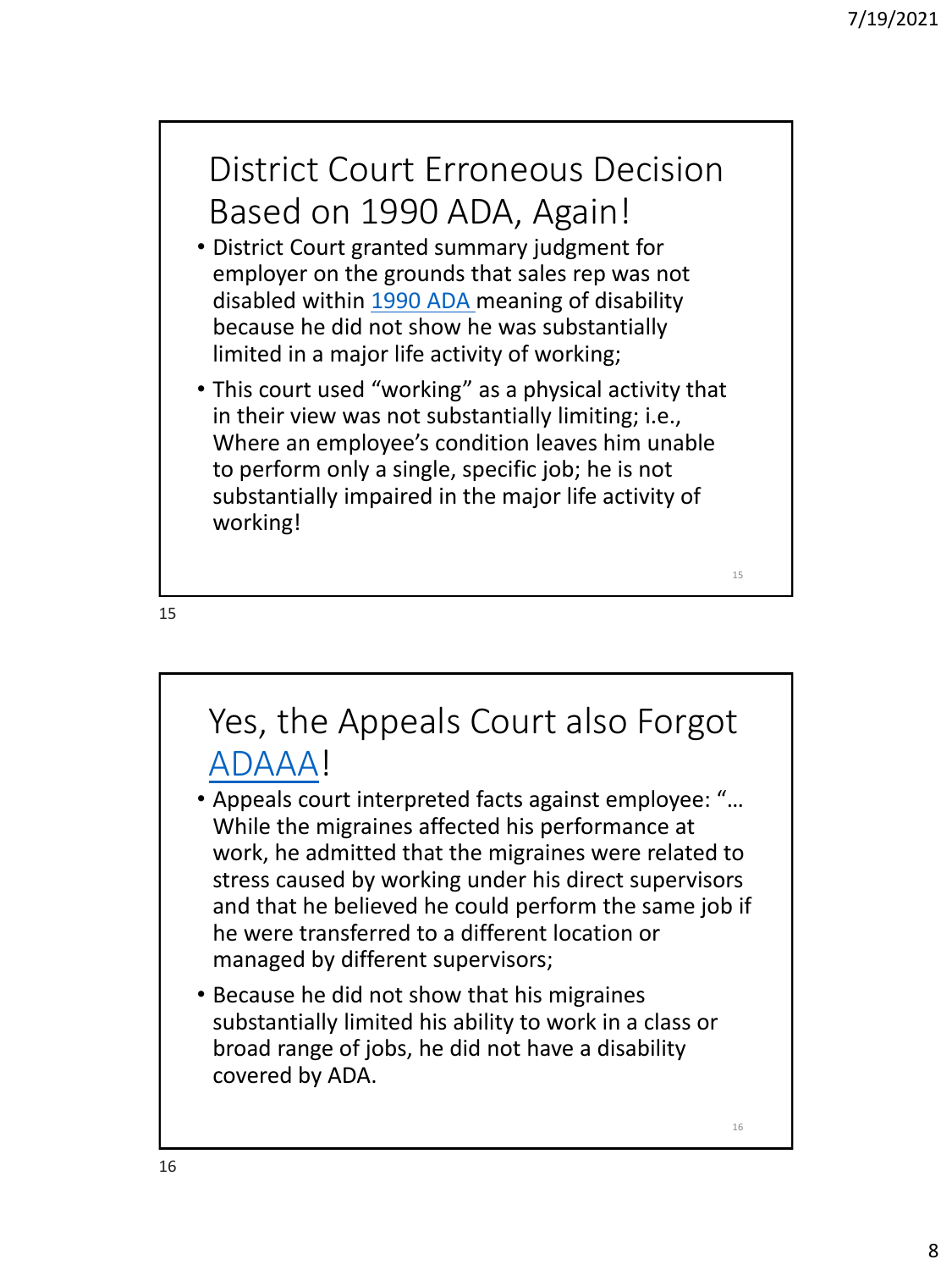## District Court Erroneous Decision Based on 1990 ADA, Again!

- District Court granted summary judgment for employer on the grounds that sales rep was not disabled within 1990 ADA meaning of disability because he did not show he was substantially limited in a major life activity of working;
- This court used "working" as a physical activity that in their view was not substantially limiting; i.e., Where an employee's condition leaves him unable to perform only a single, specific job; he is not substantially impaired in the major life activity of working!

## Yes, the Appeals Court also Forgot ADAAA!

- Appeals court interpreted facts against employee: "… While the migraines affected his performance at work, he admitted that the migraines were related to stress caused by working under his direct supervisors and that he believed he could perform the same job if he were transferred to a different location or managed by different supervisors;
- Because he did not show that his migraines substantially limited his ability to work in a class or broad range of jobs, he did not have a disability covered by ADA.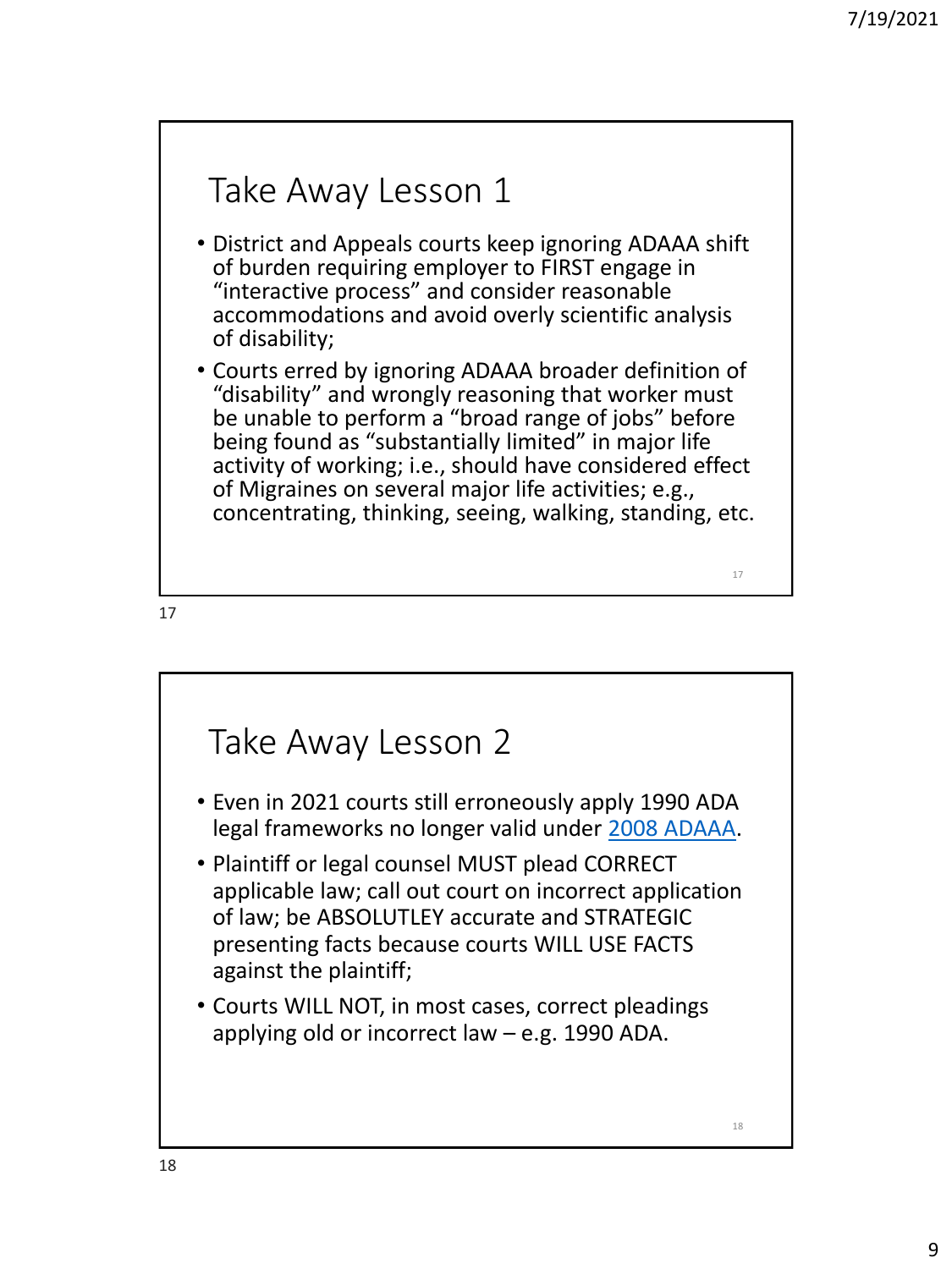## Take Away Lesson 1

- District and Appeals courts keep ignoring ADAAA shift of burden requiring employer to FIRST engage in “interactive process” and consider reasonable accommodations and avoid overly scientific analysis of disability;
- Courts erred by ignoring ADAAA broader definition of “disability” and wrongly reasoning that worker must be unable to perform a “broad range of jobs” before being found as “substantially limited” in major life activity of working; i.e., should have considered effect of Migraines on several major life activities; e.g., concentrating, thinking, seeing, walking, standing, etc.

## Take Away Lesson 2

- Even in 2021 courts still erroneously apply 1990 ADA legal frameworks no longer valid under 2008 ADAAA.
- Plaintiff or legal counsel MUST plead CORRECT applicable law; call out court on incorrect application of law; be ABSOLUTLEY accurate and STRATEGIC presenting facts because courts WILL USE FACTS against the plaintiff;
- Courts WILL NOT, in most cases, correct pleadings applying old or incorrect law – e.g. 1990 ADA.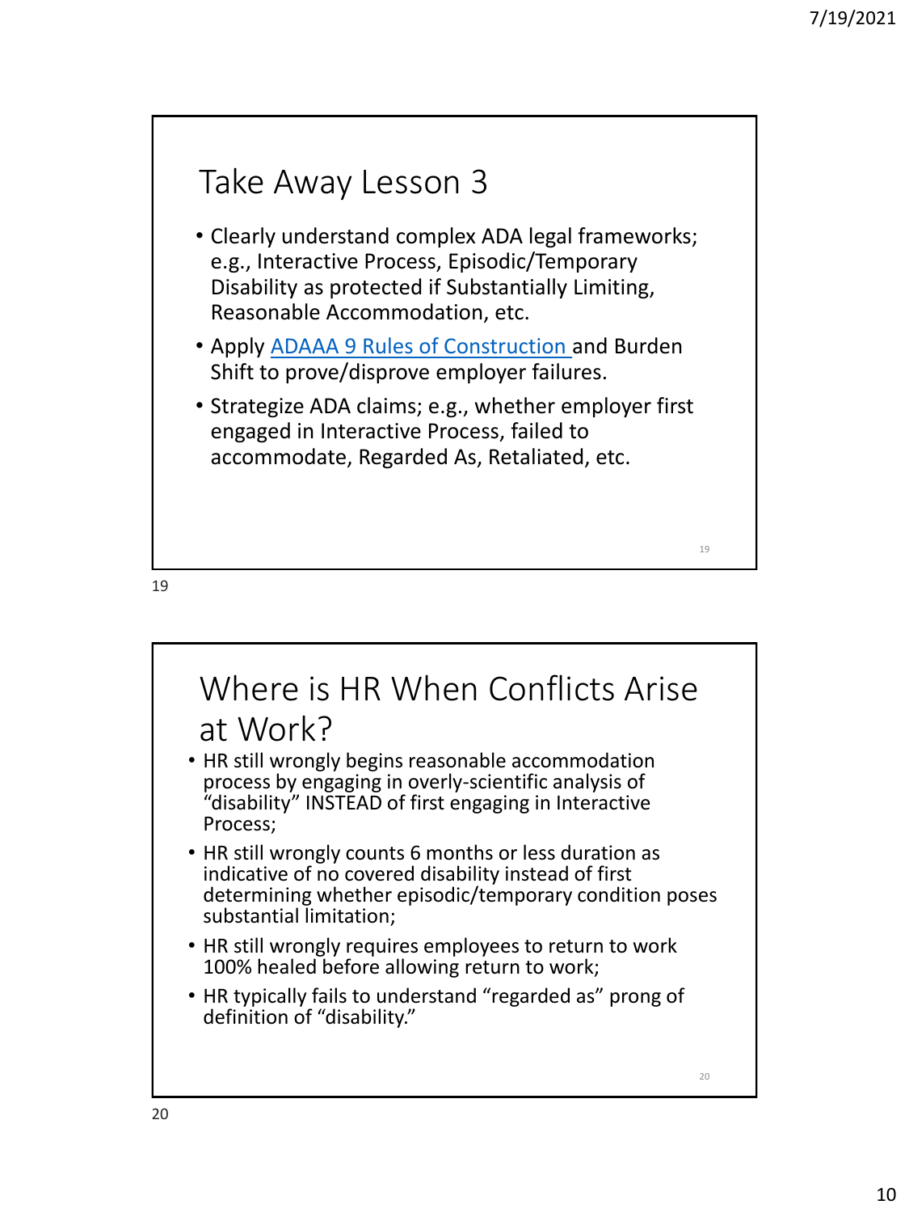## Take Away Lesson 3

- Clearly understand complex ADA legal frameworks; e.g., Interactive Process, Episodic/Temporary Disability as protected if Substantially Limiting, Reasonable Accommodation, etc.
- Apply ADAAA 9 Rules of Construction and Burden Shift to prove/disprove employer failures.
- Strategize ADA claims; e.g., whether employer first engaged in Interactive Process, failed to accommodate, Regarded As, Retaliated, etc.

## Where is HR When Conflicts Arise at Work?

- HR still wrongly begins reasonable accommodation process by engaging in overly-scientific analysis of "disability" INSTEAD of first engaging in Interactive Process;
- HR still wrongly counts 6 months or less duration as indicative of no covered disability instead of first determining whether episodic/temporary condition poses substantial limitation;
- HR still wrongly requires employees to return to work 100% healed before allowing return to work;
- HR typically fails to understand "regarded as" prong of definition of "disability."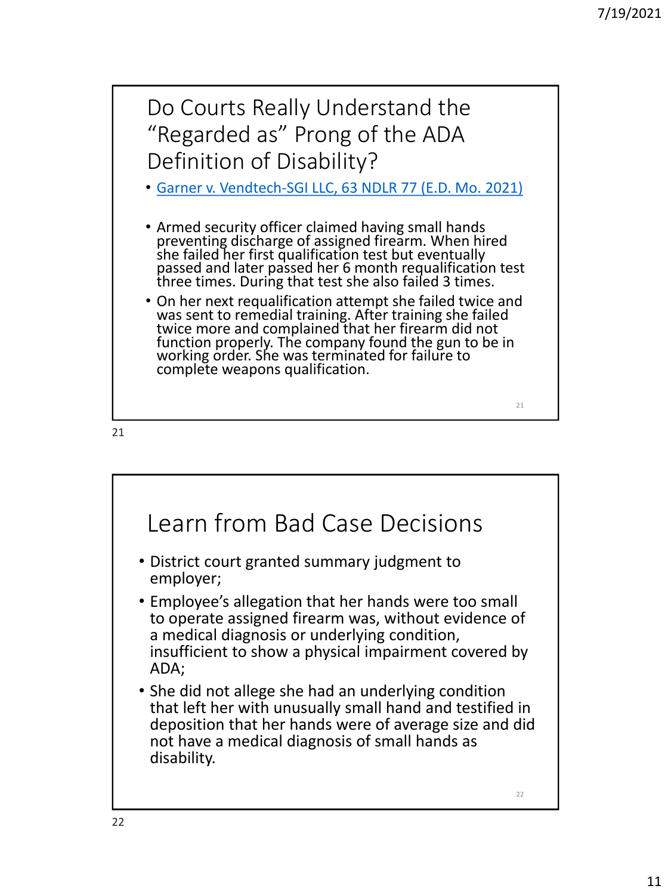## Do Courts Really Understand the "Regarded as" Prong of the ADA Definition of Disability?

- [Garner v. Vendtech-SGI LLC, 63 NDLR 77 (E.D. Mo. 2021)]

- Armed security officer claimed having small hands preventing discharge of assigned firearm. When hired she failed her first qualification test but eventually passed and later passed her 6 month requalification test three times. During that test she also failed 3 times.
- On her next requalification attempt she failed twice and was sent to remedial training. After training she failed twice more and complained that her firearm did not function properly. The company found the gun to be in working order. She was terminated for failure to complete weapons qualification.

## Learn from Bad Case Decisions

- District court granted summary judgment to employer;
- Employee's allegation that her hands were too small to operate assigned firearm was, without evidence of a medical diagnosis or underlying condition, insufficient to show a physical impairment covered by ADA;
- She did not allege she had an underlying condition that left her with unusually small hand and testified in deposition that her hands were of average size and did not have a medical diagnosis of small hands as disability.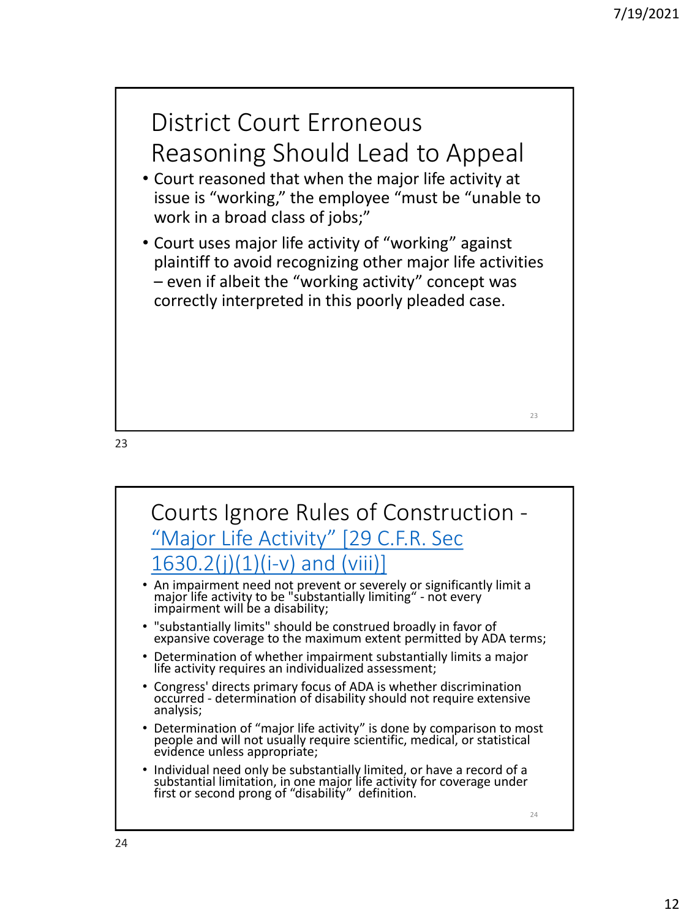## District Court Erroneous Reasoning Should Lead to Appeal

- Court reasoned that when the major life activity at issue is "working," the employee "must be "unable to work in a broad class of jobs;"
- Court uses major life activity of "working" against plaintiff to avoid recognizing other major life activities – even if albeit the "working activity" concept was correctly interpreted in this poorly pleaded case.

## Courts Ignore Rules of Construction - ["Major Life Activity" [29 C.F.R. Sec 1630.2(j)(1)(i-v) and (viii)]]

- An impairment need not prevent or severely or significantly limit a major life activity to be "substantially limiting" - not every impairment will be a disability;
- "substantially limits" should be construed broadly in favor of expansive coverage to the maximum extent permitted by ADA terms;
- Determination of whether impairment substantially limits a major life activity requires an individualized assessment;
- Congress' directs primary focus of ADA is whether discrimination occurred - determination of disability should not require extensive analysis;
- Determination of "major life activity" is done by comparison to most people and will not usually require scientific, medical, or statistical evidence unless appropriate;
- Individual need only be substantially limited, or have a record of a substantial limitation, in one major life activity for coverage under first or second prong of "disability" definition.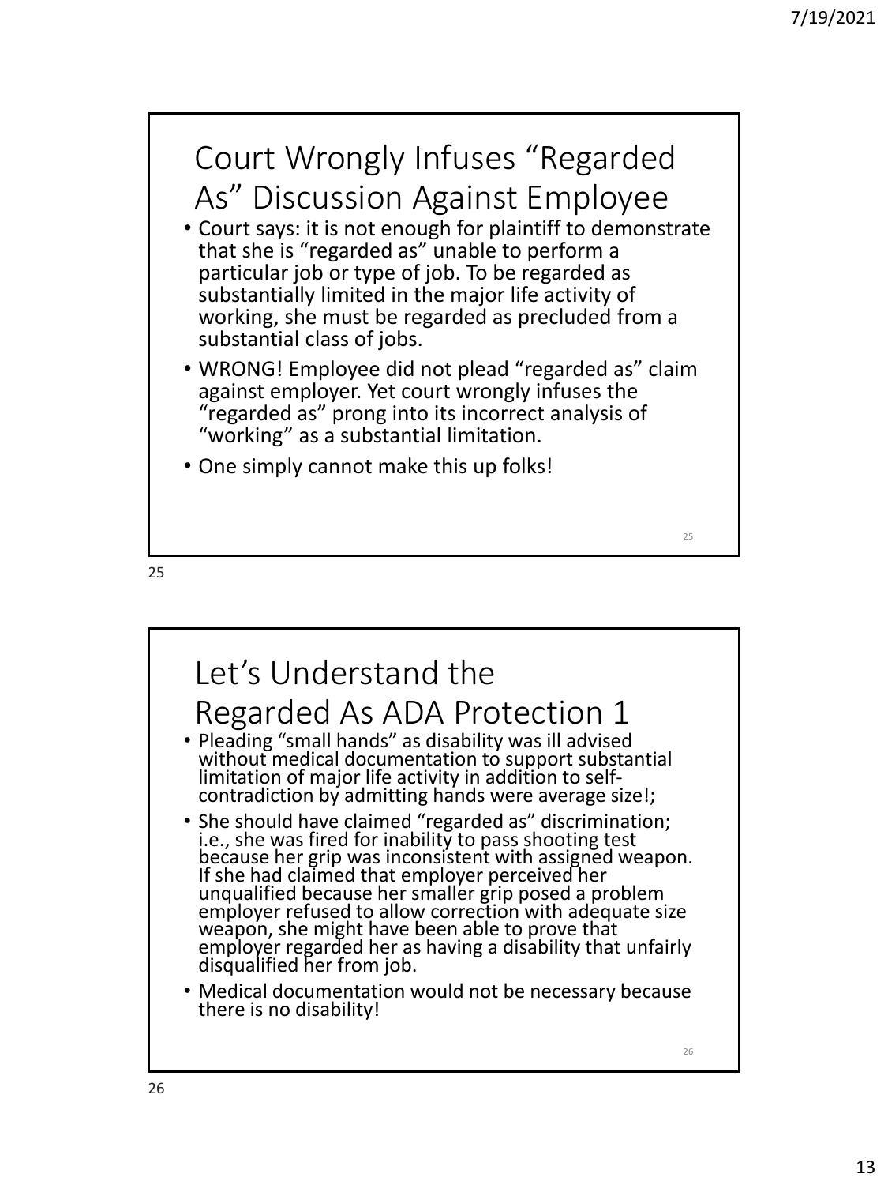## Court Wrongly Infuses "Regarded As" Discussion Against Employee

- Court says: it is not enough for plaintiff to demonstrate that she is "regarded as" unable to perform a particular job or type of job. To be regarded as substantially limited in the major life activity of working, she must be regarded as precluded from a substantial class of jobs.
- WRONG! Employee did not plead "regarded as" claim against employer. Yet court wrongly infuses the "regarded as" prong into its incorrect analysis of "working" as a substantial limitation.
- One simply cannot make this up folks!

## Let's Understand the Regarded As ADA Protection 1

- Pleading "small hands" as disability was ill advised without medical documentation to support substantial limitation of major life activity in addition to self-contradiction by admitting hands were average size!;
- She should have claimed "regarded as" discrimination; i.e., she was fired for inability to pass shooting test because her grip was inconsistent with assigned weapon. If she had claimed that employer perceived her unqualified because her smaller grip posed a problem employer refused to allow correction with adequate size weapon, she might have been able to prove that employer regarded her as having a disability that unfairly disqualified her from job.
- Medical documentation would not be necessary because there is no disability!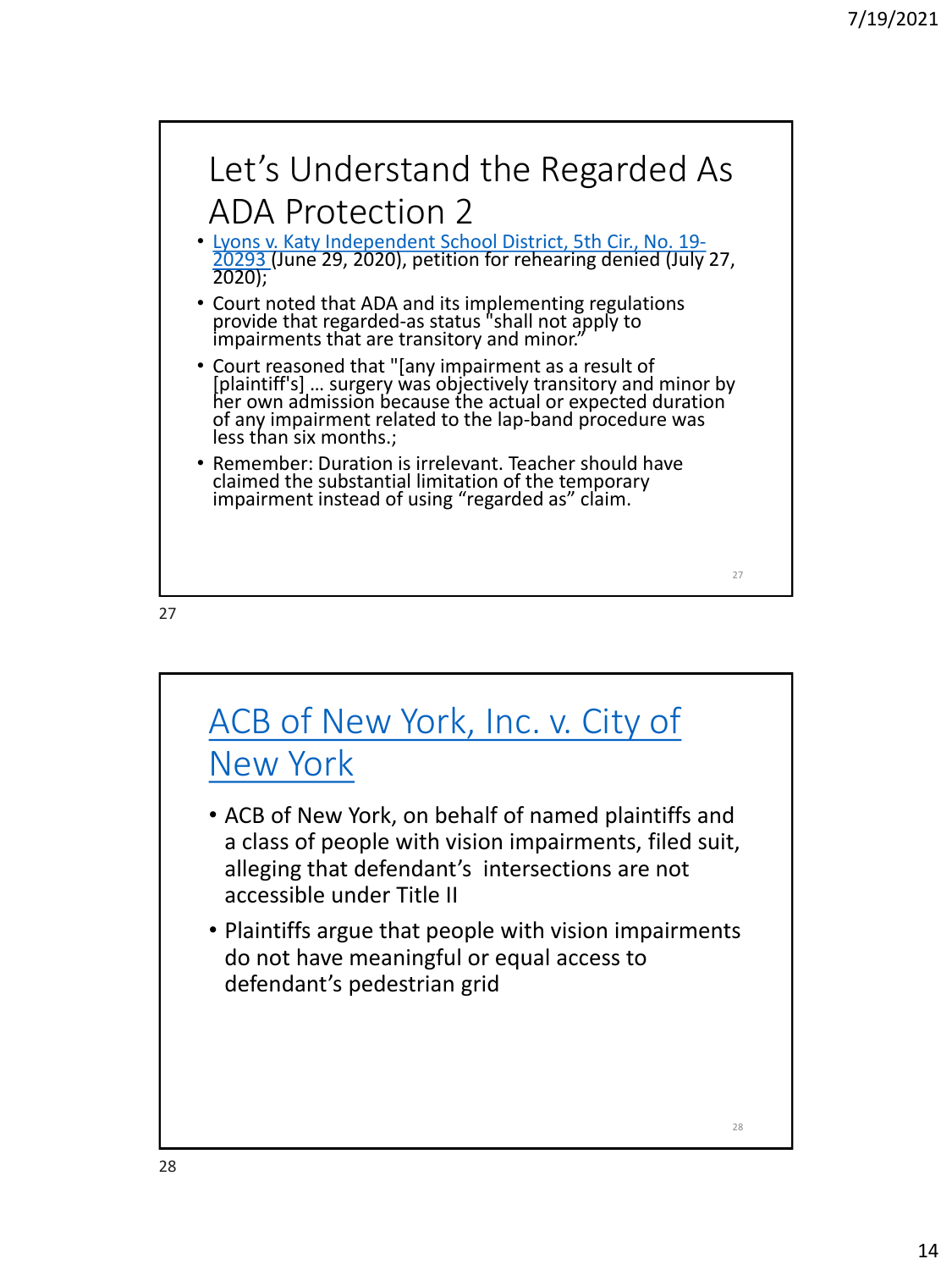## Let's Understand the Regarded As ADA Protection 2

- Lyons v. Katy Independent School District, 5th Cir., No. 19-20293 (June 29, 2020), petition for rehearing denied (July 27, 2020);
- Court noted that ADA and its implementing regulations provide that regarded-as status "shall not apply to impairments that are transitory and minor."
- Court reasoned that "[any impairment as a result of [plaintiff's] … surgery was objectively transitory and minor by her own admission because the actual or expected duration of any impairment related to the lap-band procedure was less than six months.;
- Remember: Duration is irrelevant. Teacher should have claimed the substantial limitation of the temporary impairment instead of using "regarded as" claim.

## ACB of New York, Inc. v. City of New York

- ACB of New York, on behalf of named plaintiffs and a class of people with vision impairments, filed suit, alleging that defendant's intersections are not accessible under Title II
- Plaintiffs argue that people with vision impairments do not have meaningful or equal access to defendant's pedestrian grid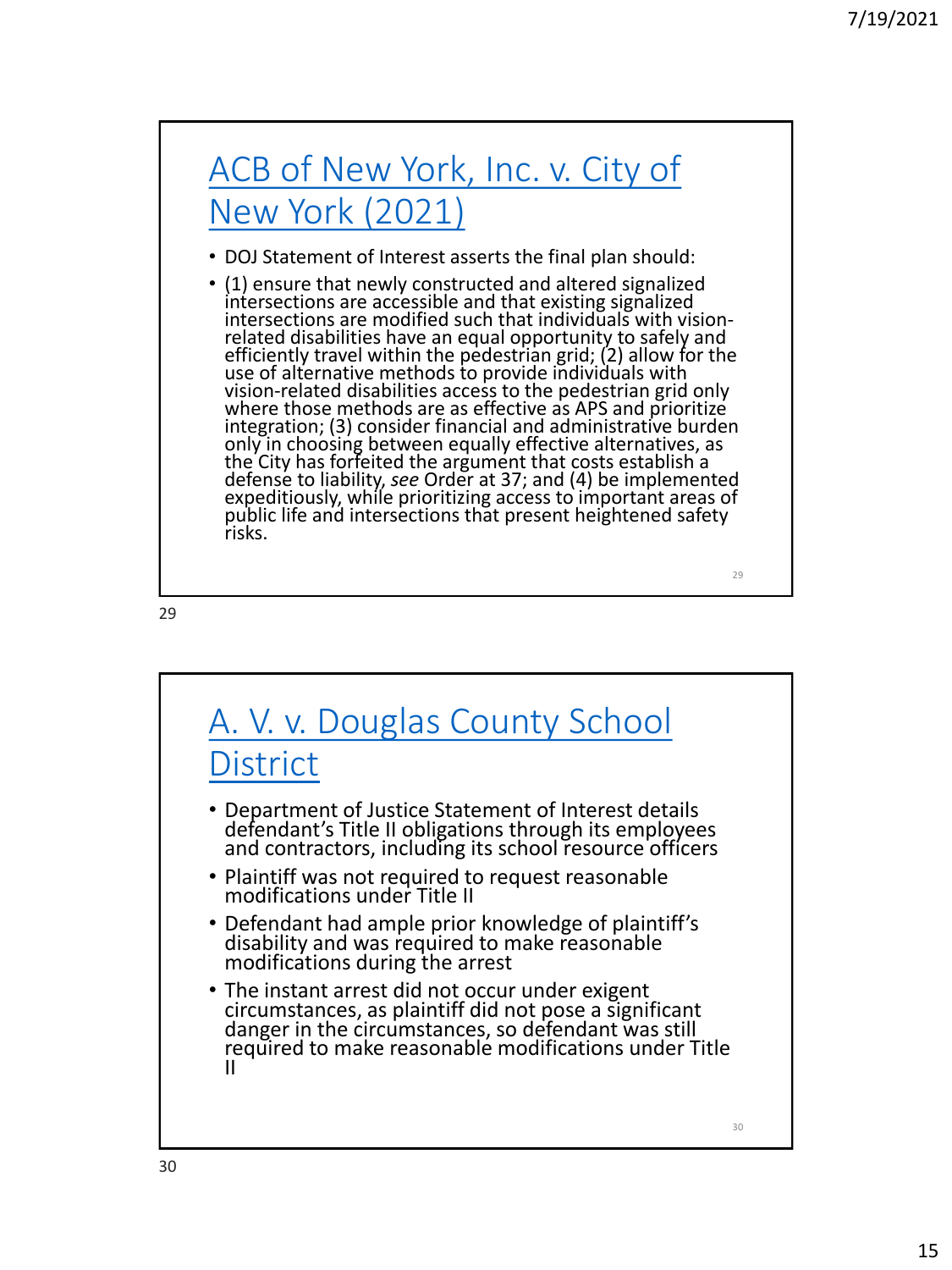## [ACB of New York, Inc. v. City of New York (2021)]

- DOJ Statement of Interest asserts the final plan should:
- (1) ensure that newly constructed and altered signalized intersections are accessible and that existing signalized intersections are modified such that individuals with vision-related disabilities have an equal opportunity to safely and efficiently travel within the pedestrian grid; (2) allow for the use of alternative methods to provide individuals with vision-related disabilities access to the pedestrian grid only where those methods are as effective as APS and prioritize integration; (3) consider financial and administrative burden only in choosing between equally effective alternatives, as the City has forfeited the argument that costs establish a defense to liability, *see* Order at 37; and (4) be implemented expeditiously, while prioritizing access to important areas of public life and intersections that present heightened safety risks.

## [A. V. v. Douglas County School District]

- Department of Justice Statement of Interest details defendant's Title II obligations through its employees and contractors, including its school resource officers
- Plaintiff was not required to request reasonable modifications under Title II
- Defendant had ample prior knowledge of plaintiff's disability and was required to make reasonable modifications during the arrest
- The instant arrest did not occur under exigent circumstances, as plaintiff did not pose a significant danger in the circumstances, so defendant was still required to make reasonable modifications under Title II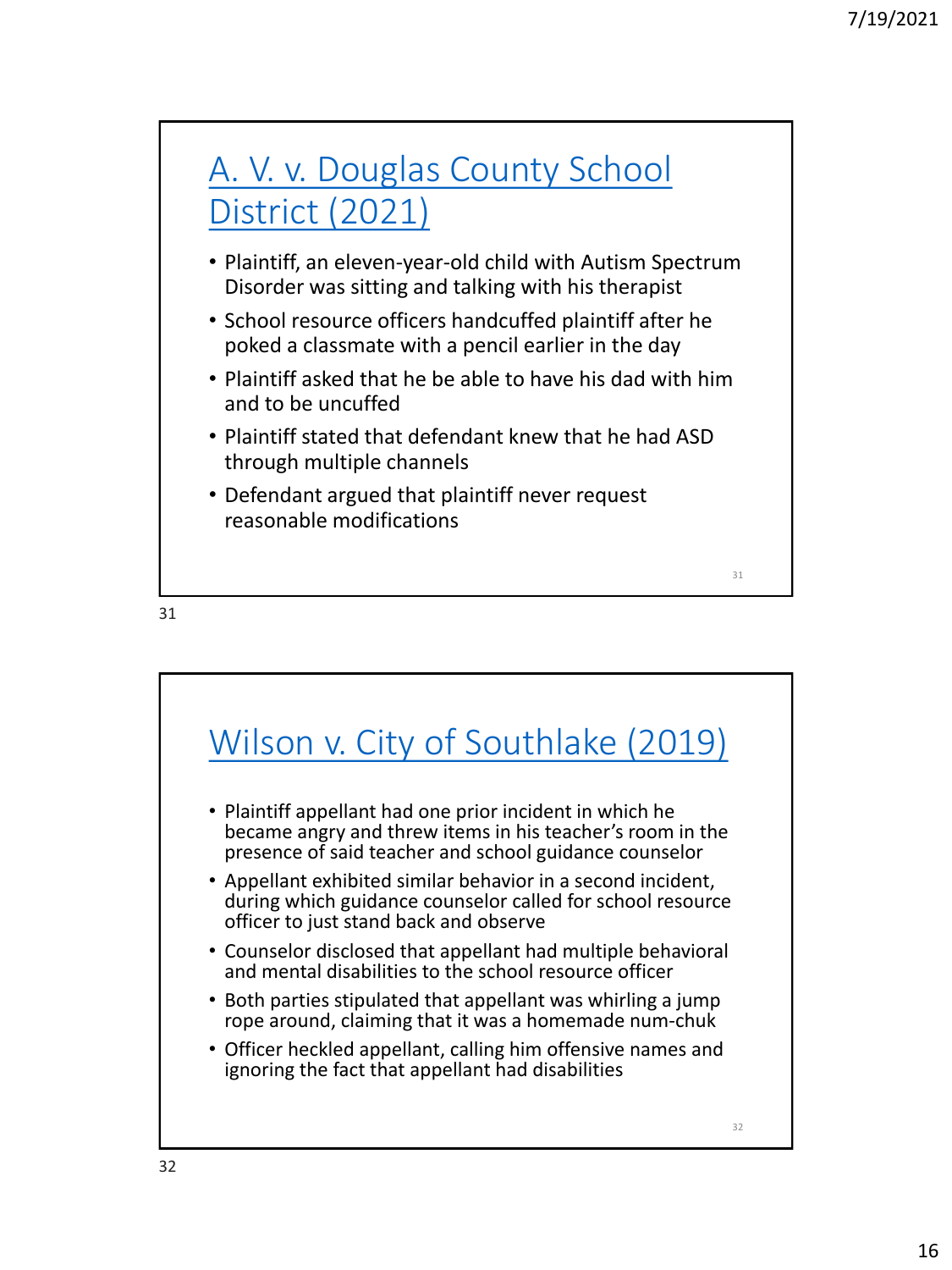## A. V. v. Douglas County School District (2021)

- Plaintiff, an eleven-year-old child with Autism Spectrum Disorder was sitting and talking with his therapist
- School resource officers handcuffed plaintiff after he poked a classmate with a pencil earlier in the day
- Plaintiff asked that he be able to have his dad with him and to be uncuffed
- Plaintiff stated that defendant knew that he had ASD through multiple channels
- Defendant argued that plaintiff never request reasonable modifications

## Wilson v. City of Southlake (2019)

- Plaintiff appellant had one prior incident in which he became angry and threw items in his teacher's room in the presence of said teacher and school guidance counselor
- Appellant exhibited similar behavior in a second incident, during which guidance counselor called for school resource officer to just stand back and observe
- Counselor disclosed that appellant had multiple behavioral and mental disabilities to the school resource officer
- Both parties stipulated that appellant was whirling a jump rope around, claiming that it was a homemade num-chuk
- Officer heckled appellant, calling him offensive names and ignoring the fact that appellant had disabilities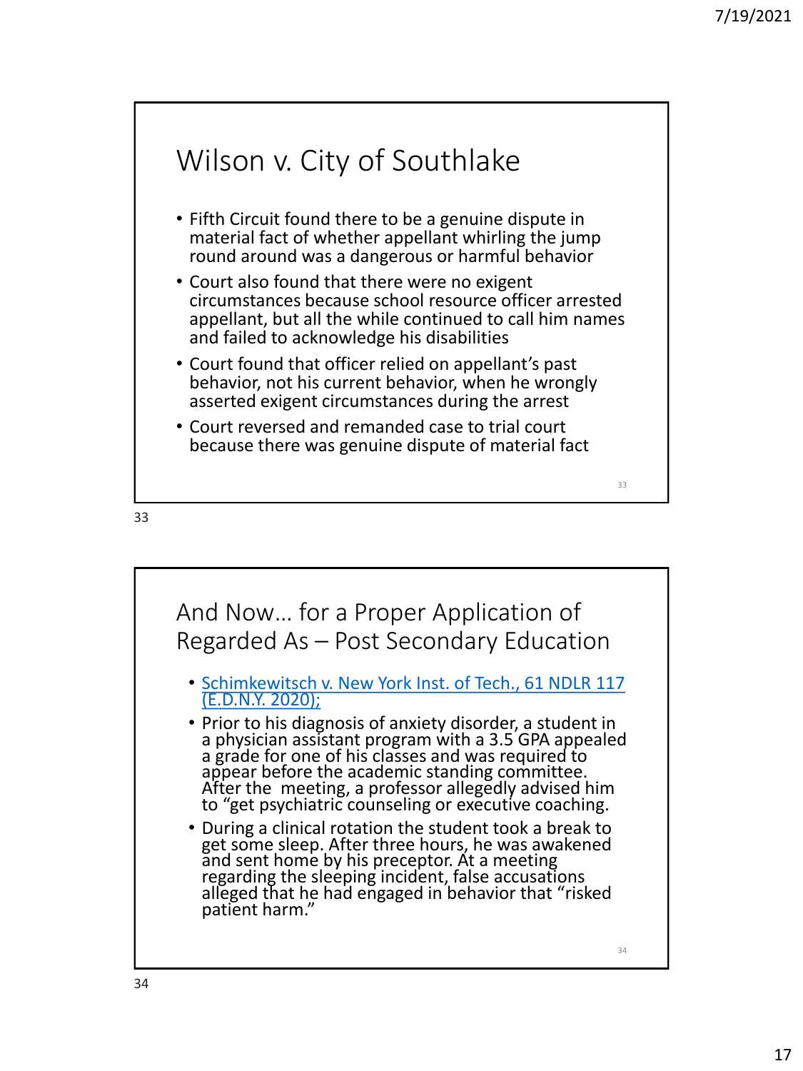## Wilson v. City of Southlake

- Fifth Circuit found there to be a genuine dispute in material fact of whether appellant whirling the jump round around was a dangerous or harmful behavior
- Court also found that there were no exigent circumstances because school resource officer arrested appellant, but all the while continued to call him names and failed to acknowledge his disabilities
- Court found that officer relied on appellant's past behavior, not his current behavior, when he wrongly asserted exigent circumstances during the arrest
- Court reversed and remanded case to trial court because there was genuine dispute of material fact

## And Now… for a Proper Application of Regarded As – Post Secondary Education

- Schimkewitsch v. New York Inst. of Tech., 61 NDLR 117 (E.D.N.Y. 2020);
- Prior to his diagnosis of anxiety disorder, a student in a physician assistant program with a 3.5 GPA appealed a grade for one of his classes and was required to appear before the academic standing committee. After the meeting, a professor allegedly advised him to "get psychiatric counseling or executive coaching.
- During a clinical rotation the student took a break to get some sleep. After three hours, he was awakened and sent home by his preceptor. At a meeting regarding the sleeping incident, false accusations alleged that he had engaged in behavior that "risked patient harm."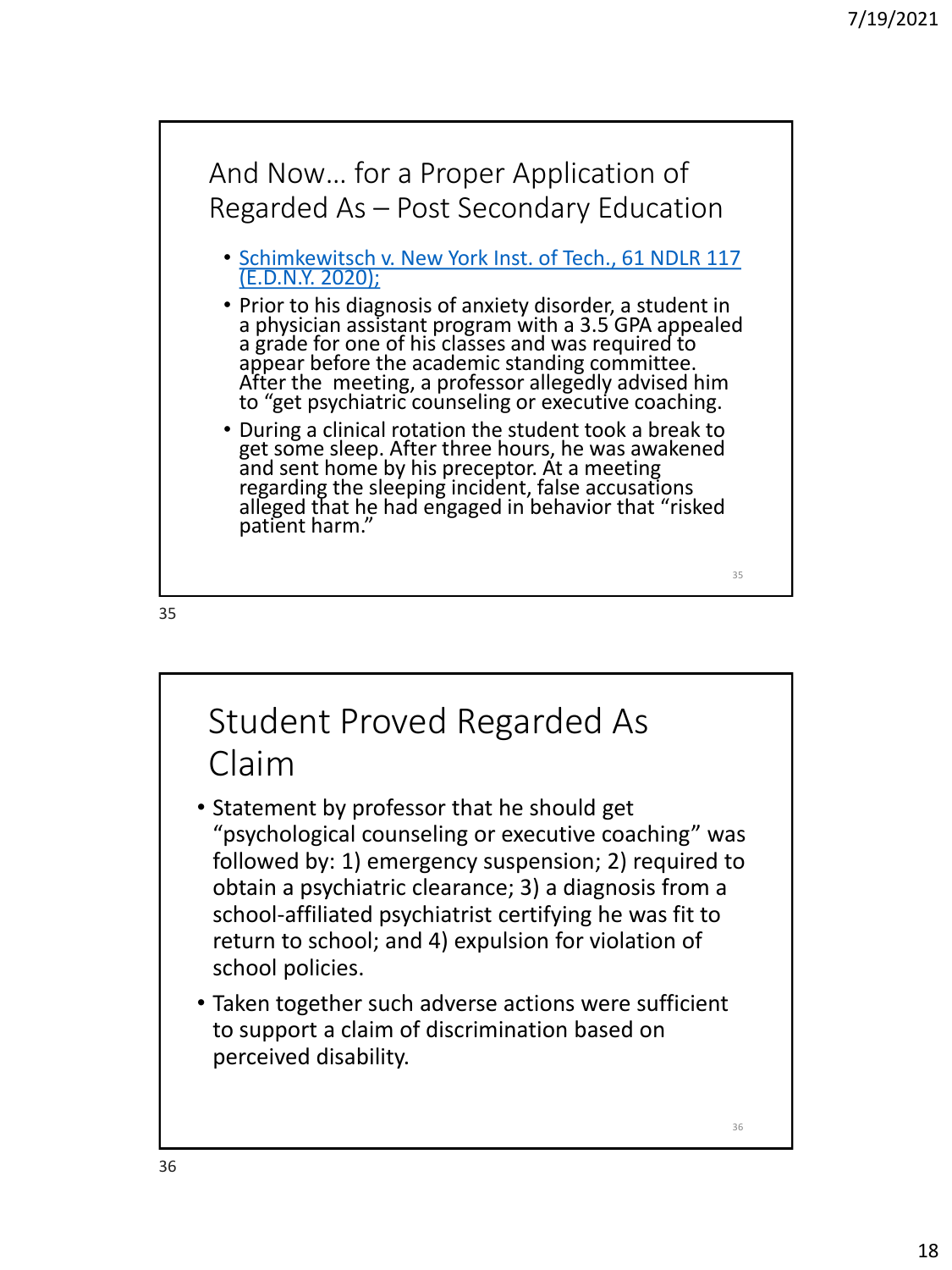## And Now… for a Proper Application of Regarded As – Post Secondary Education

- [Schimkewitsch v. New York Inst. of Tech., 61 NDLR 117 (E.D.N.Y. 2020);]()
- Prior to his diagnosis of anxiety disorder, a student in a physician assistant program with a 3.5 GPA appealed a grade for one of his classes and was required to appear before the academic standing committee. After the meeting, a professor allegedly advised him to "get psychiatric counseling or executive coaching.
- During a clinical rotation the student took a break to get some sleep. After three hours, he was awakened and sent home by his preceptor. At a meeting regarding the sleeping incident, false accusations alleged that he had engaged in behavior that "risked patient harm."

## Student Proved Regarded As Claim

- Statement by professor that he should get "psychological counseling or executive coaching" was followed by: 1) emergency suspension; 2) required to obtain a psychiatric clearance; 3) a diagnosis from a school-affiliated psychiatrist certifying he was fit to return to school; and 4) expulsion for violation of school policies.
- Taken together such adverse actions were sufficient to support a claim of discrimination based on perceived disability.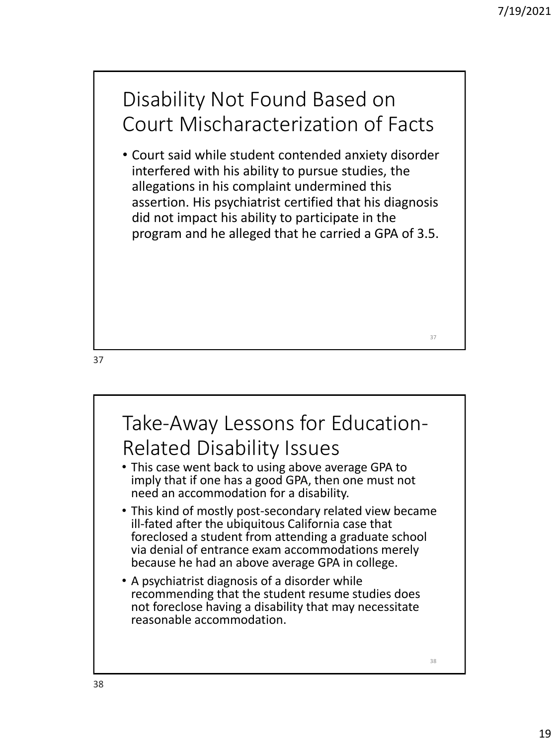## Disability Not Found Based on Court Mischaracterization of Facts

- Court said while student contended anxiety disorder interfered with his ability to pursue studies, the allegations in his complaint undermined this assertion. His psychiatrist certified that his diagnosis did not impact his ability to participate in the program and he alleged that he carried a GPA of 3.5.

## Take-Away Lessons for Education-Related Disability Issues

- This case went back to using above average GPA to imply that if one has a good GPA, then one must not need an accommodation for a disability.
- This kind of mostly post-secondary related view became ill-fated after the ubiquitous California case that foreclosed a student from attending a graduate school via denial of entrance exam accommodations merely because he had an above average GPA in college.
- A psychiatrist diagnosis of a disorder while recommending that the student resume studies does not foreclose having a disability that may necessitate reasonable accommodation.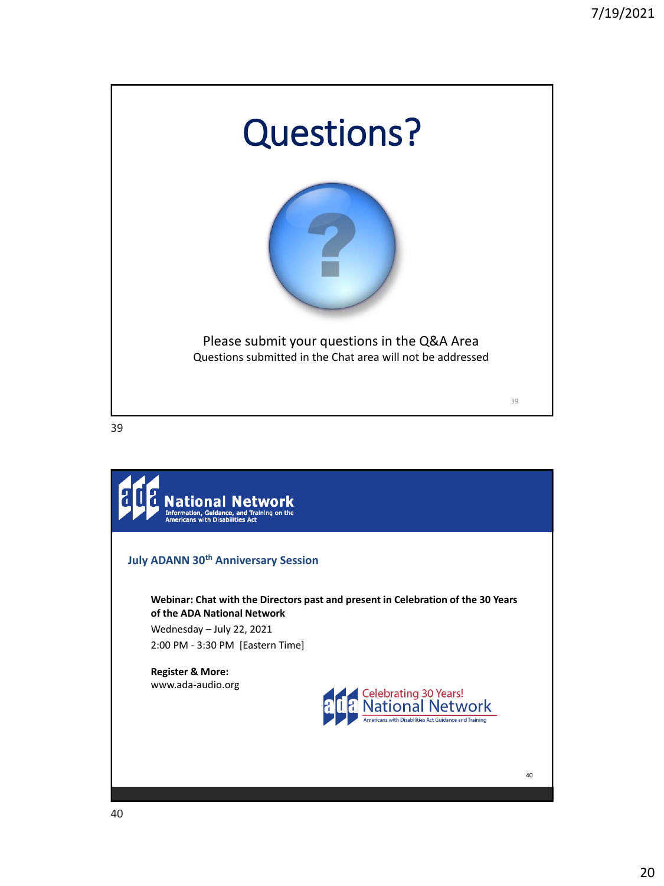# Questions?

Please submit your questions in the Q&A Area

Questions submitted in the Chat area will not be addressed

---

**National Network**
Information, Guidance, and Training on the Americans with Disabilities Act

## July ADANN 30th Anniversary Session

**Webinar: Chat with the Directors past and present in Celebration of the 30 Years of the ADA National Network**

Wednesday – July 22, 2021

2:00 PM - 3:30 PM [Eastern Time]

**Register & More:**

www.ada-audio.org

Celebrating 30 Years! National Network

Americans with Disabilities Act Guidance and Training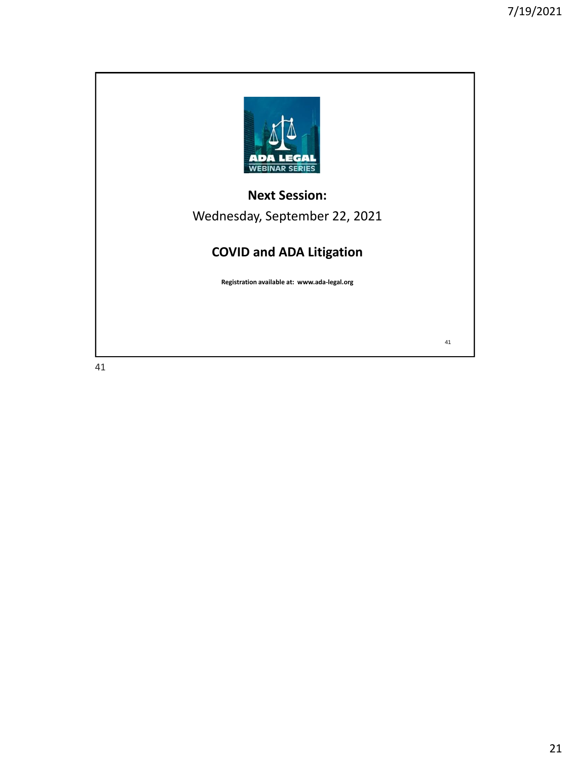ADA LEGAL WEBINAR SERIES

**Next Session:**

Wednesday, September 22, 2021

**COVID and ADA Litigation**

**Registration available at: www.ada-legal.org**